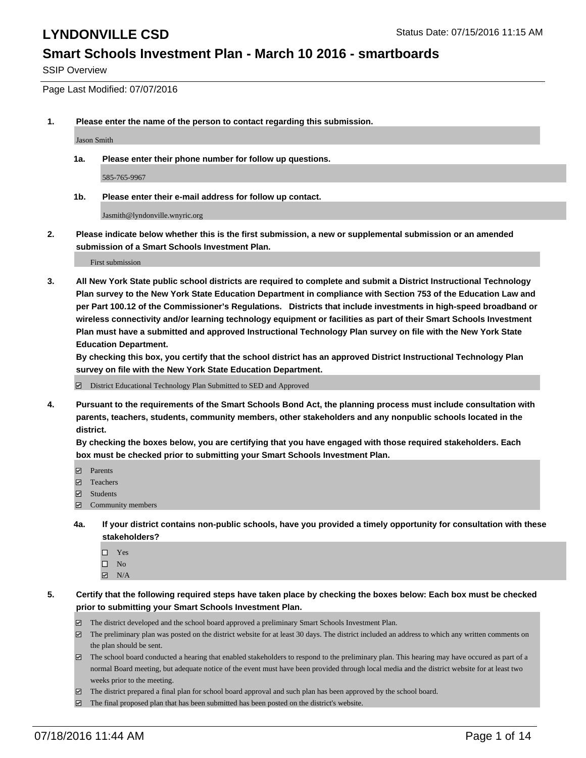# LYNDONVILLE CSD

Status Date: 07/15/2016 11:15 AM

## Smart Schools Investment Plan - March 10 2016 - smartboards

SSIP Overview

Page Last Modified: 07/07/2016

**1. Please enter the name of the person to contact regarding this submission.**

Jason Smith

**1a. Please enter their phone number for follow up questions.**

585-765-9967

**1b. Please enter their e-mail address for follow up contact.**

Jasmith@lyndonville.wnyric.org

**2. Please indicate below whether this is the first submission, a new or supplemental submission or an amended submission of a Smart Schools Investment Plan.**

First submission

**3. All New York State public school districts are required to complete and submit a District Instructional Technology Plan survey to the New York State Education Department in compliance with Section 753 of the Education Law and per Part 100.12 of the Commissioner's Regulations. Districts that include investments in high-speed broadband or wireless connectivity and/or learning technology equipment or facilities as part of their Smart Schools Investment Plan must have a submitted and approved Instructional Technology Plan survey on file with the New York State Education Department.**
**By checking this box, you certify that the school district has an approved District Instructional Technology Plan survey on file with the New York State Education Department.**

- [x] District Educational Technology Plan Submitted to SED and Approved

**4. Pursuant to the requirements of the Smart Schools Bond Act, the planning process must include consultation with parents, teachers, students, community members, other stakeholders and any nonpublic schools located in the district.**
**By checking the boxes below, you are certifying that you have engaged with those required stakeholders. Each box must be checked prior to submitting your Smart Schools Investment Plan.**

- [x] Parents
- [x] Teachers
- [x] Students
- [x] Community members

**4a. If your district contains non-public schools, have you provided a timely opportunity for consultation with these stakeholders?**

- [ ] Yes
- [ ] No
- [x] N/A

**5. Certify that the following required steps have taken place by checking the boxes below: Each box must be checked prior to submitting your Smart Schools Investment Plan.**

- [x] The district developed and the school board approved a preliminary Smart Schools Investment Plan.
- [x] The preliminary plan was posted on the district website for at least 30 days. The district included an address to which any written comments on the plan should be sent.
- [x] The school board conducted a hearing that enabled stakeholders to respond to the preliminary plan. This hearing may have occured as part of a normal Board meeting, but adequate notice of the event must have been provided through local media and the district website for at least two weeks prior to the meeting.
- [x] The district prepared a final plan for school board approval and such plan has been approved by the school board.
- [x] The final proposed plan that has been submitted has been posted on the district's website.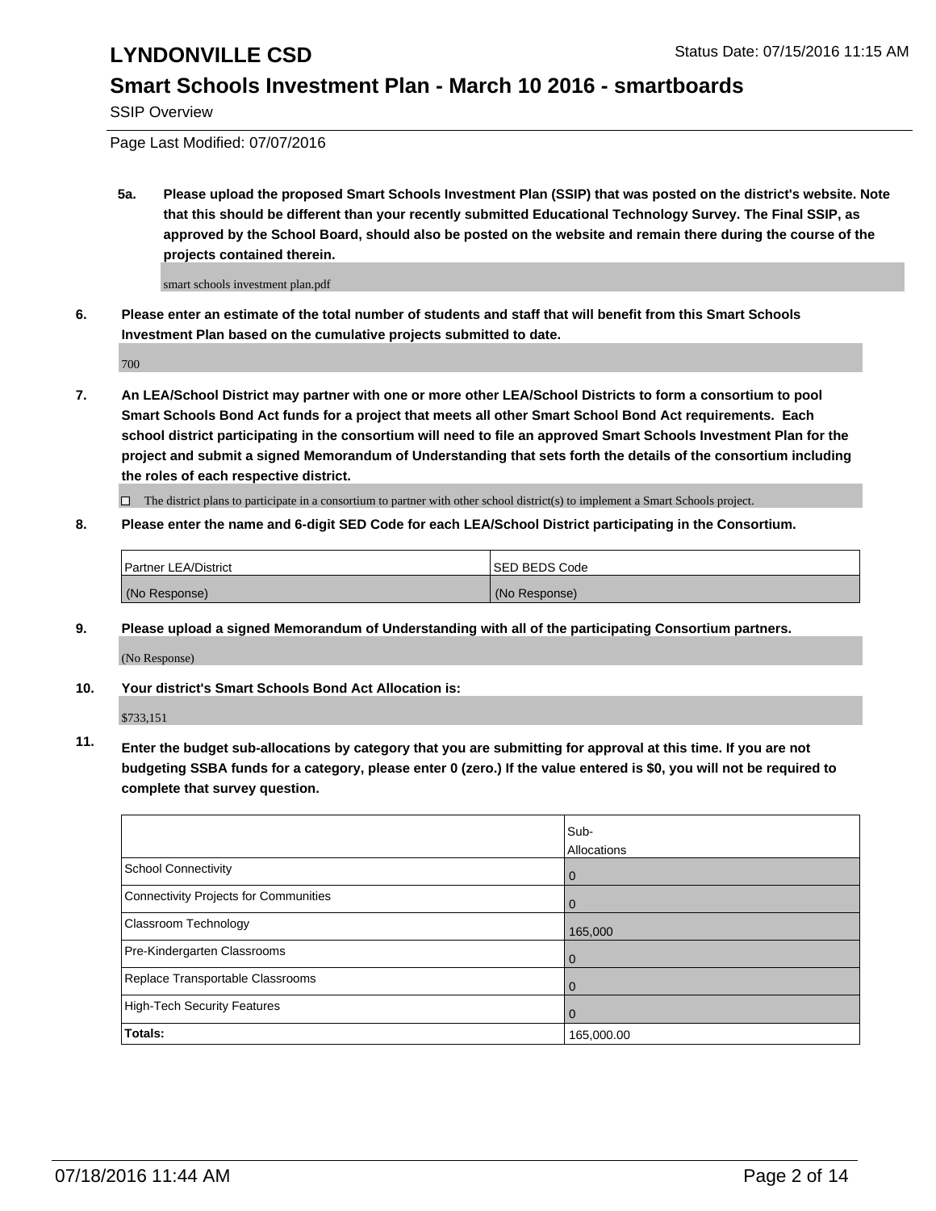SSIP Overview

Page Last Modified: 07/07/2016

**5a. Please upload the proposed Smart Schools Investment Plan (SSIP) that was posted on the district's website. Note that this should be different than your recently submitted Educational Technology Survey. The Final SSIP, as approved by the School Board, should also be posted on the website and remain there during the course of the projects contained therein.**

smart schools investment plan.pdf

**6. Please enter an estimate of the total number of students and staff that will benefit from this Smart Schools Investment Plan based on the cumulative projects submitted to date.**

700

**7. An LEA/School District may partner with one or more other LEA/School Districts to form a consortium to pool Smart Schools Bond Act funds for a project that meets all other Smart School Bond Act requirements. Each school district participating in the consortium will need to file an approved Smart Schools Investment Plan for the project and submit a signed Memorandum of Understanding that sets forth the details of the consortium including the roles of each respective district.**

☐ The district plans to participate in a consortium to partner with other school district(s) to implement a Smart Schools project.

**8. Please enter the name and 6-digit SED Code for each LEA/School District participating in the Consortium.**

| Partner LEA/District | SED BEDS Code |
|---|---|
| (No Response) | (No Response) |

**9. Please upload a signed Memorandum of Understanding with all of the participating Consortium partners.**

(No Response)

**10. Your district's Smart Schools Bond Act Allocation is:**

$733,151

**11. Enter the budget sub-allocations by category that you are submitting for approval at this time. If you are not budgeting SSBA funds for a category, please enter 0 (zero.) If the value entered is $0, you will not be required to complete that survey question.**

| | Sub-Allocations |
|---|---|
| School Connectivity | 0 |
| Connectivity Projects for Communities | 0 |
| Classroom Technology | 165,000 |
| Pre-Kindergarten Classrooms | 0 |
| Replace Transportable Classrooms | 0 |
| High-Tech Security Features | 0 |
| **Totals:** | 165,000.00 |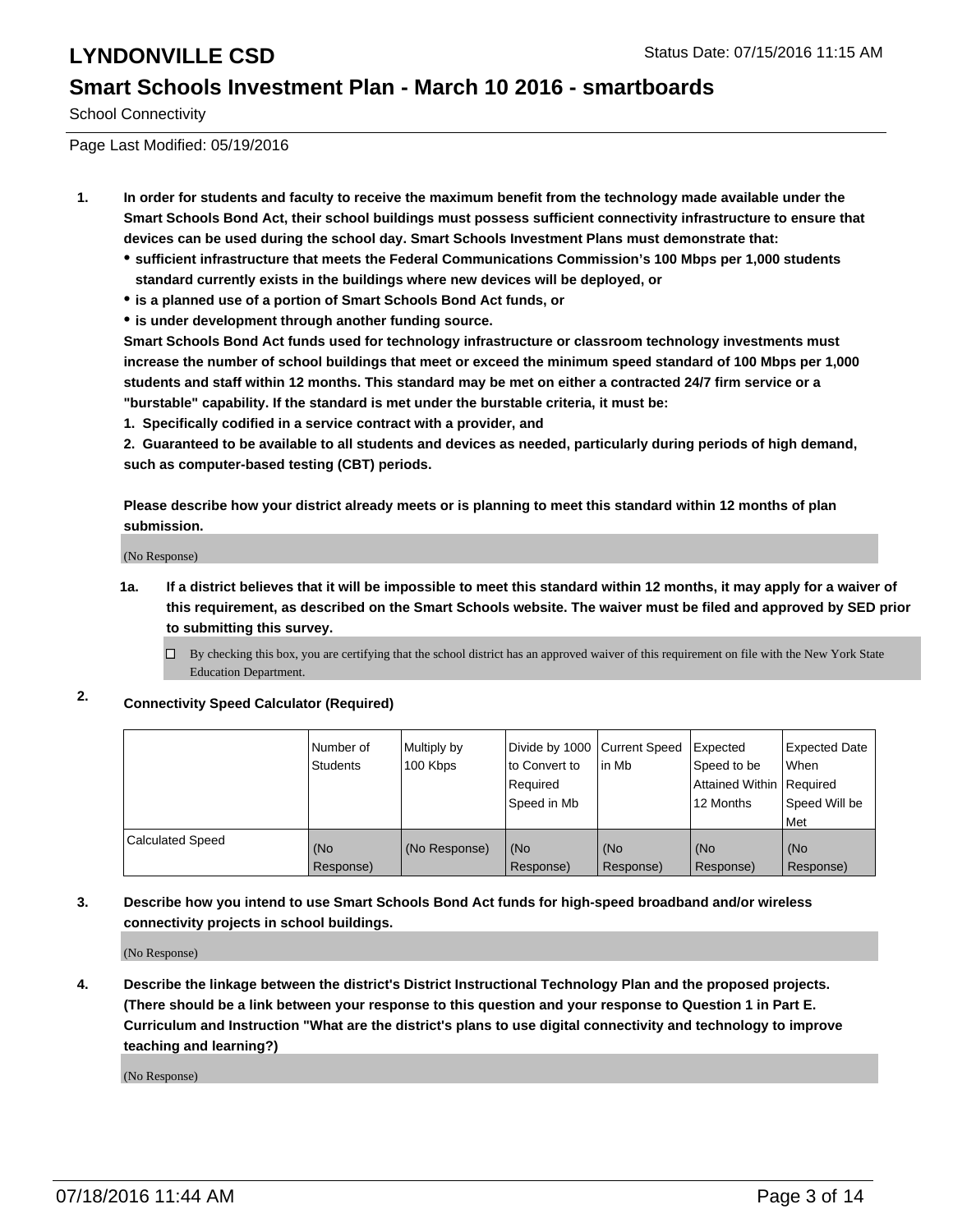# LYNDONVILLE CSD

Status Date: 07/15/2016 11:15 AM

## Smart Schools Investment Plan - March 10 2016 - smartboards

School Connectivity

Page Last Modified: 05/19/2016

**1. In order for students and faculty to receive the maximum benefit from the technology made available under the Smart Schools Bond Act, their school buildings must possess sufficient connectivity infrastructure to ensure that devices can be used during the school day. Smart Schools Investment Plans must demonstrate that:**

- **sufficient infrastructure that meets the Federal Communications Commission's 100 Mbps per 1,000 students standard currently exists in the buildings where new devices will be deployed, or**
- **is a planned use of a portion of Smart Schools Bond Act funds, or**
- **is under development through another funding source.**

**Smart Schools Bond Act funds used for technology infrastructure or classroom technology investments must increase the number of school buildings that meet or exceed the minimum speed standard of 100 Mbps per 1,000 students and staff within 12 months. This standard may be met on either a contracted 24/7 firm service or a "burstable" capability. If the standard is met under the burstable criteria, it must be:**

**1. Specifically codified in a service contract with a provider, and**

**2. Guaranteed to be available to all students and devices as needed, particularly during periods of high demand, such as computer-based testing (CBT) periods.**

**Please describe how your district already meets or is planning to meet this standard within 12 months of plan submission.**

(No Response)

**1a. If a district believes that it will be impossible to meet this standard within 12 months, it may apply for a waiver of this requirement, as described on the Smart Schools website. The waiver must be filed and approved by SED prior to submitting this survey.**

☐ By checking this box, you are certifying that the school district has an approved waiver of this requirement on file with the New York State Education Department.

**2. Connectivity Speed Calculator (Required)**

| | Number of Students | Multiply by 100 Kbps | Divide by 1000 to Convert to Required Speed in Mb | Current Speed in Mb | Expected Speed to be Attained Within 12 Months | Expected Date When Required Speed Will be Met |
|---|---|---|---|---|---|---|
| Calculated Speed | (No Response) | (No Response) | (No Response) | (No Response) | (No Response) | (No Response) |

**3. Describe how you intend to use Smart Schools Bond Act funds for high-speed broadband and/or wireless connectivity projects in school buildings.**

(No Response)

**4. Describe the linkage between the district's District Instructional Technology Plan and the proposed projects. (There should be a link between your response to this question and your response to Question 1 in Part E. Curriculum and Instruction "What are the district's plans to use digital connectivity and technology to improve teaching and learning?)**

(No Response)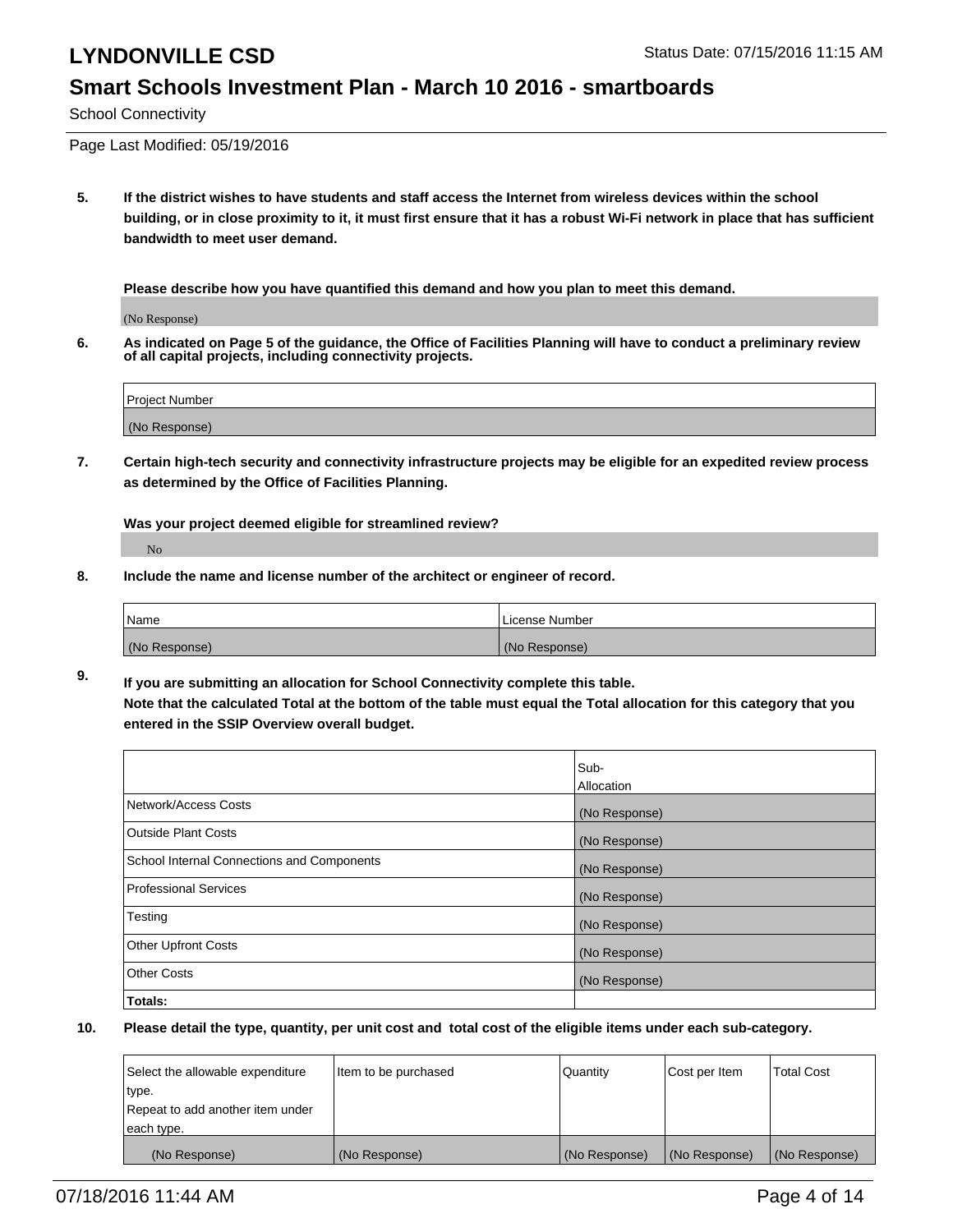# LYNDONVILLE CSD

Status Date: 07/15/2016 11:15 AM

## Smart Schools Investment Plan - March 10 2016 - smartboards

School Connectivity

Page Last Modified: 05/19/2016

**5. If the district wishes to have students and staff access the Internet from wireless devices within the school building, or in close proximity to it, it must first ensure that it has a robust Wi-Fi network in place that has sufficient bandwidth to meet user demand.**

**Please describe how you have quantified this demand and how you plan to meet this demand.**

(No Response)

**6. As indicated on Page 5 of the guidance, the Office of Facilities Planning will have to conduct a preliminary review of all capital projects, including connectivity projects.**

| Project Number |
|---|
| (No Response) |

**7. Certain high-tech security and connectivity infrastructure projects may be eligible for an expedited review process as determined by the Office of Facilities Planning.**

**Was your project deemed eligible for streamlined review?**

No

**8. Include the name and license number of the architect or engineer of record.**

| Name | License Number |
|---|---|
| (No Response) | (No Response) |

**9. If you are submitting an allocation for School Connectivity complete this table.**
**Note that the calculated Total at the bottom of the table must equal the Total allocation for this category that you entered in the SSIP Overview overall budget.**

| | Sub-Allocation |
|---|---|
| Network/Access Costs | (No Response) |
| Outside Plant Costs | (No Response) |
| School Internal Connections and Components | (No Response) |
| Professional Services | (No Response) |
| Testing | (No Response) |
| Other Upfront Costs | (No Response) |
| Other Costs | (No Response) |
| **Totals:** | |

**10. Please detail the type, quantity, per unit cost and total cost of the eligible items under each sub-category.**

| Select the allowable expenditure type. Repeat to add another item under each type. | Item to be purchased | Quantity | Cost per Item | Total Cost |
|---|---|---|---|---|
| (No Response) | (No Response) | (No Response) | (No Response) | (No Response) |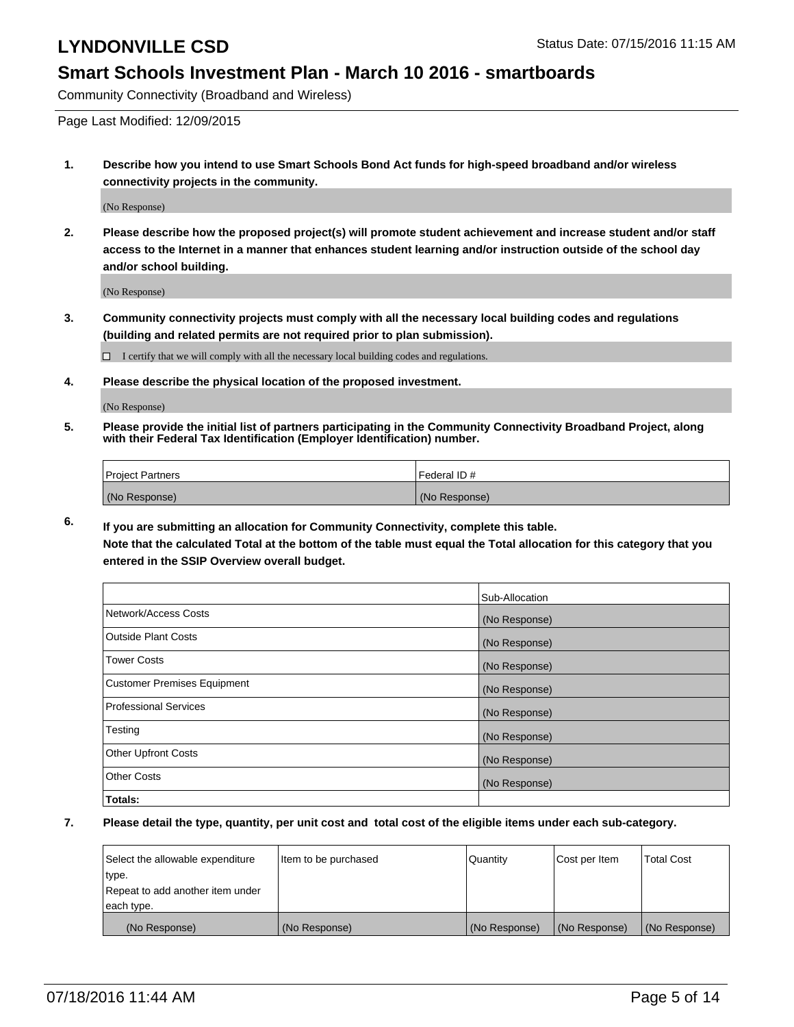# LYNDONVILLE CSD

Status Date: 07/15/2016 11:15 AM

## Smart Schools Investment Plan - March 10 2016 - smartboards

Community Connectivity (Broadband and Wireless)

Page Last Modified: 12/09/2015

**1. Describe how you intend to use Smart Schools Bond Act funds for high-speed broadband and/or wireless connectivity projects in the community.**

(No Response)

**2. Please describe how the proposed project(s) will promote student achievement and increase student and/or staff access to the Internet in a manner that enhances student learning and/or instruction outside of the school day and/or school building.**

(No Response)

**3. Community connectivity projects must comply with all the necessary local building codes and regulations (building and related permits are not required prior to plan submission).**

☐ I certify that we will comply with all the necessary local building codes and regulations.

**4. Please describe the physical location of the proposed investment.**

(No Response)

**5. Please provide the initial list of partners participating in the Community Connectivity Broadband Project, along with their Federal Tax Identification (Employer Identification) number.**

| Project Partners | Federal ID # |
|---|---|
| (No Response) | (No Response) |

**6. If you are submitting an allocation for Community Connectivity, complete this table.**
**Note that the calculated Total at the bottom of the table must equal the Total allocation for this category that you entered in the SSIP Overview overall budget.**

| | Sub-Allocation |
|---|---|
| Network/Access Costs | (No Response) |
| Outside Plant Costs | (No Response) |
| Tower Costs | (No Response) |
| Customer Premises Equipment | (No Response) |
| Professional Services | (No Response) |
| Testing | (No Response) |
| Other Upfront Costs | (No Response) |
| Other Costs | (No Response) |
| **Totals:** | |

**7. Please detail the type, quantity, per unit cost and total cost of the eligible items under each sub-category.**

| Select the allowable expenditure type. Repeat to add another item under each type. | Item to be purchased | Quantity | Cost per Item | Total Cost |
|---|---|---|---|---|
| (No Response) | (No Response) | (No Response) | (No Response) | (No Response) |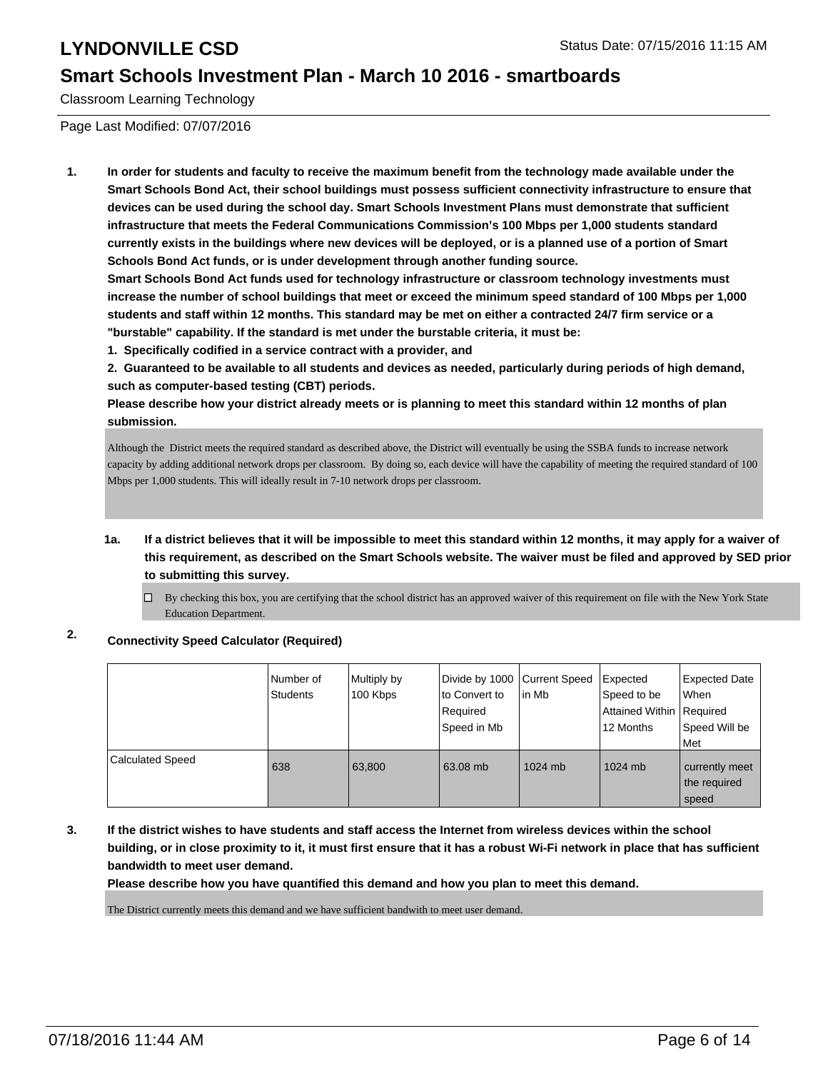# LYNDONVILLE CSD

Status Date: 07/15/2016 11:15 AM

## Smart Schools Investment Plan - March 10 2016 - smartboards

Classroom Learning Technology

Page Last Modified: 07/07/2016

**1. In order for students and faculty to receive the maximum benefit from the technology made available under the Smart Schools Bond Act, their school buildings must possess sufficient connectivity infrastructure to ensure that devices can be used during the school day. Smart Schools Investment Plans must demonstrate that sufficient infrastructure that meets the Federal Communications Commission's 100 Mbps per 1,000 students standard currently exists in the buildings where new devices will be deployed, or is a planned use of a portion of Smart Schools Bond Act funds, or is under development through another funding source.**

**Smart Schools Bond Act funds used for technology infrastructure or classroom technology investments must increase the number of school buildings that meet or exceed the minimum speed standard of 100 Mbps per 1,000 students and staff within 12 months. This standard may be met on either a contracted 24/7 firm service or a "burstable" capability. If the standard is met under the burstable criteria, it must be:**

**1. Specifically codified in a service contract with a provider, and**

**2. Guaranteed to be available to all students and devices as needed, particularly during periods of high demand, such as computer-based testing (CBT) periods.**

**Please describe how your district already meets or is planning to meet this standard within 12 months of plan submission.**

Although the District meets the required standard as described above, the District will eventually be using the SSBA funds to increase network capacity by adding additional network drops per classroom. By doing so, each device will have the capability of meeting the required standard of 100 Mbps per 1,000 students. This will ideally result in 7-10 network drops per classroom.

**1a. If a district believes that it will be impossible to meet this standard within 12 months, it may apply for a waiver of this requirement, as described on the Smart Schools website. The waiver must be filed and approved by SED prior to submitting this survey.**

☐ By checking this box, you are certifying that the school district has an approved waiver of this requirement on file with the New York State Education Department.

**2. Connectivity Speed Calculator (Required)**

| | Number of Students | Multiply by 100 Kbps | Divide by 1000 to Convert to Required Speed in Mb | Current Speed in Mb | Expected Speed to be Attained Within 12 Months | Expected Date When Required Speed Will be Met |
|---|---|---|---|---|---|---|
| Calculated Speed | 638 | 63,800 | 63.08 mb | 1024 mb | 1024 mb | currently meet the required speed |

**3. If the district wishes to have students and staff access the Internet from wireless devices within the school building, or in close proximity to it, it must first ensure that it has a robust Wi-Fi network in place that has sufficient bandwidth to meet user demand.**

**Please describe how you have quantified this demand and how you plan to meet this demand.**

The District currently meets this demand and we have sufficient bandwith to meet user demand.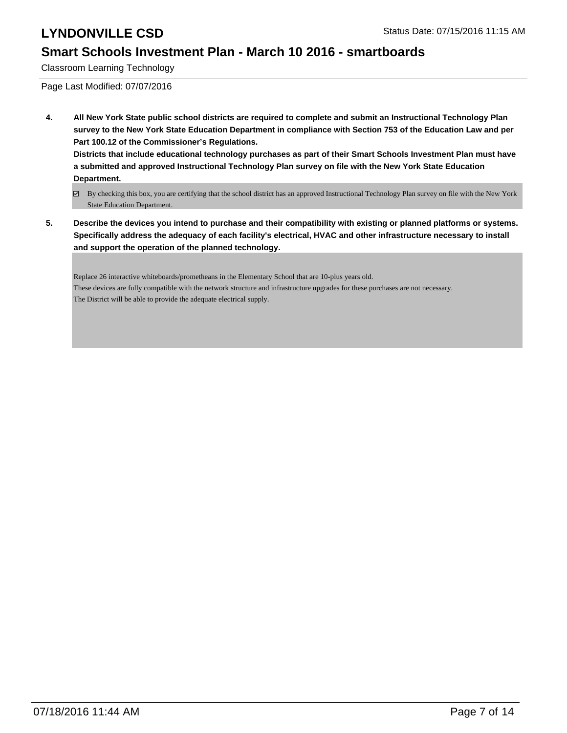**4. All New York State public school districts are required to complete and submit an Instructional Technology Plan survey to the New York State Education Department in compliance with Section 753 of the Education Law and per Part 100.12 of the Commissioner's Regulations.**

**Districts that include educational technology purchases as part of their Smart Schools Investment Plan must have a submitted and approved Instructional Technology Plan survey on file with the New York State Education Department.**

☑ By checking this box, you are certifying that the school district has an approved Instructional Technology Plan survey on file with the New York State Education Department.

**5. Describe the devices you intend to purchase and their compatibility with existing or planned platforms or systems. Specifically address the adequacy of each facility's electrical, HVAC and other infrastructure necessary to install and support the operation of the planned technology.**

Replace 26 interactive whiteboards/prometheans in the Elementary School that are 10-plus years old.
These devices are fully compatible with the network structure and infrastructure upgrades for these purchases are not necessary.
The District will be able to provide the adequate electrical supply.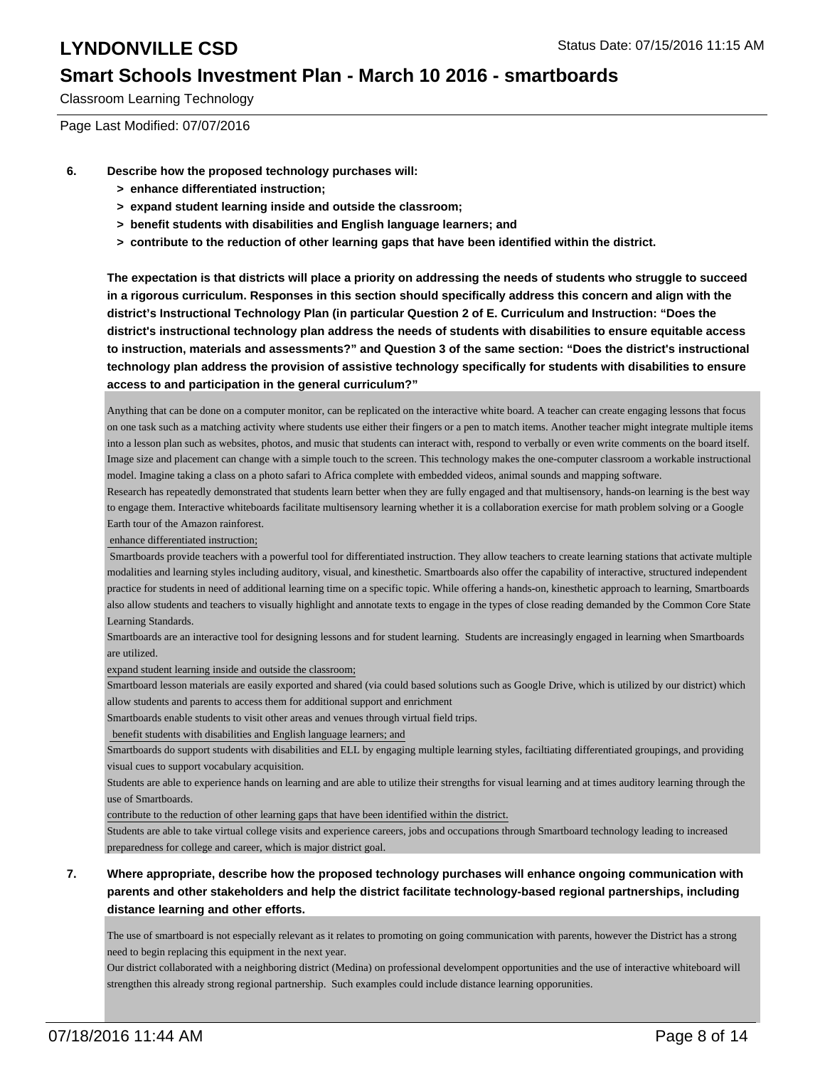Classroom Learning Technology

Page Last Modified: 07/07/2016

6. **Describe how the proposed technology purchases will:**
   - **> enhance differentiated instruction;**
   - **> expand student learning inside and outside the classroom;**
   - **> benefit students with disabilities and English language learners; and**
   - **> contribute to the reduction of other learning gaps that have been identified within the district.**

   **The expectation is that districts will place a priority on addressing the needs of students who struggle to succeed in a rigorous curriculum. Responses in this section should specifically address this concern and align with the district's Instructional Technology Plan (in particular Question 2 of E. Curriculum and Instruction: "Does the district's instructional technology plan address the needs of students with disabilities to ensure equitable access to instruction, materials and assessments?" and Question 3 of the same section: "Does the district's instructional technology plan address the provision of assistive technology specifically for students with disabilities to ensure access to and participation in the general curriculum?"**

Anything that can be done on a computer monitor, can be replicated on the interactive white board. A teacher can create engaging lessons that focus on one task such as a matching activity where students use either their fingers or a pen to match items. Another teacher might integrate multiple items into a lesson plan such as websites, photos, and music that students can interact with, respond to verbally or even write comments on the board itself. Image size and placement can change with a simple touch to the screen. This technology makes the one-computer classroom a workable instructional model. Imagine taking a class on a photo safari to Africa complete with embedded videos, animal sounds and mapping software.
Research has repeatedly demonstrated that students learn better when they are fully engaged and that multisensory, hands-on learning is the best way to engage them. Interactive whiteboards facilitate multisensory learning whether it is a collaboration exercise for math problem solving or a Google Earth tour of the Amazon rainforest.

enhance differentiated instruction;

Smartboards provide teachers with a powerful tool for differentiated instruction. They allow teachers to create learning stations that activate multiple modalities and learning styles including auditory, visual, and kinesthetic. Smartboards also offer the capability of interactive, structured independent practice for students in need of additional learning time on a specific topic. While offering a hands-on, kinesthetic approach to learning, Smartboards also allow students and teachers to visually highlight and annotate texts to engage in the types of close reading demanded by the Common Core State Learning Standards.
Smartboards are an interactive tool for designing lessons and for student learning. Students are increasingly engaged in learning when Smartboards are utilized.

expand student learning inside and outside the classroom;

Smartboard lesson materials are easily exported and shared (via could based solutions such as Google Drive, which is utilized by our district) which allow students and parents to access them for additional support and enrichment
Smartboards enable students to visit other areas and venues through virtual field trips.

benefit students with disabilities and English language learners; and

Smartboards do support students with disabilities and ELL by engaging multiple learning styles, faciltiating differentiated groupings, and providing visual cues to support vocabulary acquisition.
Students are able to experience hands on learning and are able to utilize their strengths for visual learning and at times auditory learning through the use of Smartboards.

contribute to the reduction of other learning gaps that have been identified within the district.

Students are able to take virtual college visits and experience careers, jobs and occupations through Smartboard technology leading to increased preparedness for college and career, which is major district goal.

7. **Where appropriate, describe how the proposed technology purchases will enhance ongoing communication with parents and other stakeholders and help the district facilitate technology-based regional partnerships, including distance learning and other efforts.**

The use of smartboard is not especially relevant as it relates to promoting on going communication with parents, however the District has a strong need to begin replacing this equipment in the next year.
Our district collaborated with a neighboring district (Medina) on professional develompent opportunities and the use of interactive whiteboard will strengthen this already strong regional partnership. Such examples could include distance learning opporunities.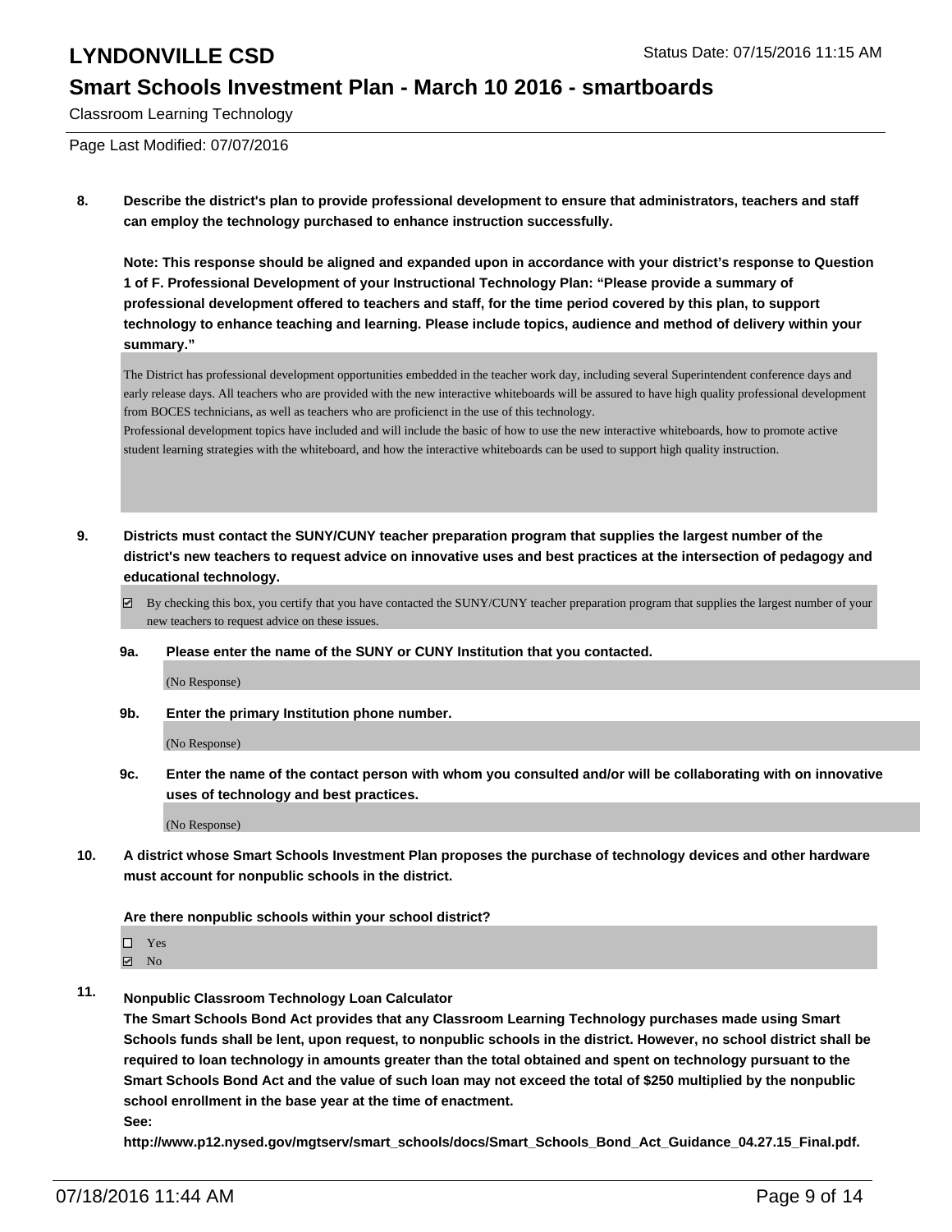**8. Describe the district's plan to provide professional development to ensure that administrators, teachers and staff can employ the technology purchased to enhance instruction successfully.**

**Note: This response should be aligned and expanded upon in accordance with your district's response to Question 1 of F. Professional Development of your Instructional Technology Plan: "Please provide a summary of professional development offered to teachers and staff, for the time period covered by this plan, to support technology to enhance teaching and learning. Please include topics, audience and method of delivery within your summary."**

The District has professional development opportunities embedded in the teacher work day, including several Superintendent conference days and early release days. All teachers who are provided with the new interactive whiteboards will be assured to have high quality professional development from BOCES technicians, as well as teachers who are proficienct in the use of this technology.
Professional development topics have included and will include the basic of how to use the new interactive whiteboards, how to promote active student learning strategies with the whiteboard, and how the interactive whiteboards can be used to support high quality instruction.

**9. Districts must contact the SUNY/CUNY teacher preparation program that supplies the largest number of the district's new teachers to request advice on innovative uses and best practices at the intersection of pedagogy and educational technology.**

☑ By checking this box, you certify that you have contacted the SUNY/CUNY teacher preparation program that supplies the largest number of your new teachers to request advice on these issues.

**9a. Please enter the name of the SUNY or CUNY Institution that you contacted.**

(No Response)

**9b. Enter the primary Institution phone number.**

(No Response)

**9c. Enter the name of the contact person with whom you consulted and/or will be collaborating with on innovative uses of technology and best practices.**

(No Response)

**10. A district whose Smart Schools Investment Plan proposes the purchase of technology devices and other hardware must account for nonpublic schools in the district.**

**Are there nonpublic schools within your school district?**

☐ Yes
☑ No

**11. Nonpublic Classroom Technology Loan Calculator**
**The Smart Schools Bond Act provides that any Classroom Learning Technology purchases made using Smart Schools funds shall be lent, upon request, to nonpublic schools in the district. However, no school district shall be required to loan technology in amounts greater than the total obtained and spent on technology pursuant to the Smart Schools Bond Act and the value of such loan may not exceed the total of $250 multiplied by the nonpublic school enrollment in the base year at the time of enactment.**
**See:**
**http://www.p12.nysed.gov/mgtserv/smart_schools/docs/Smart_Schools_Bond_Act_Guidance_04.27.15_Final.pdf.**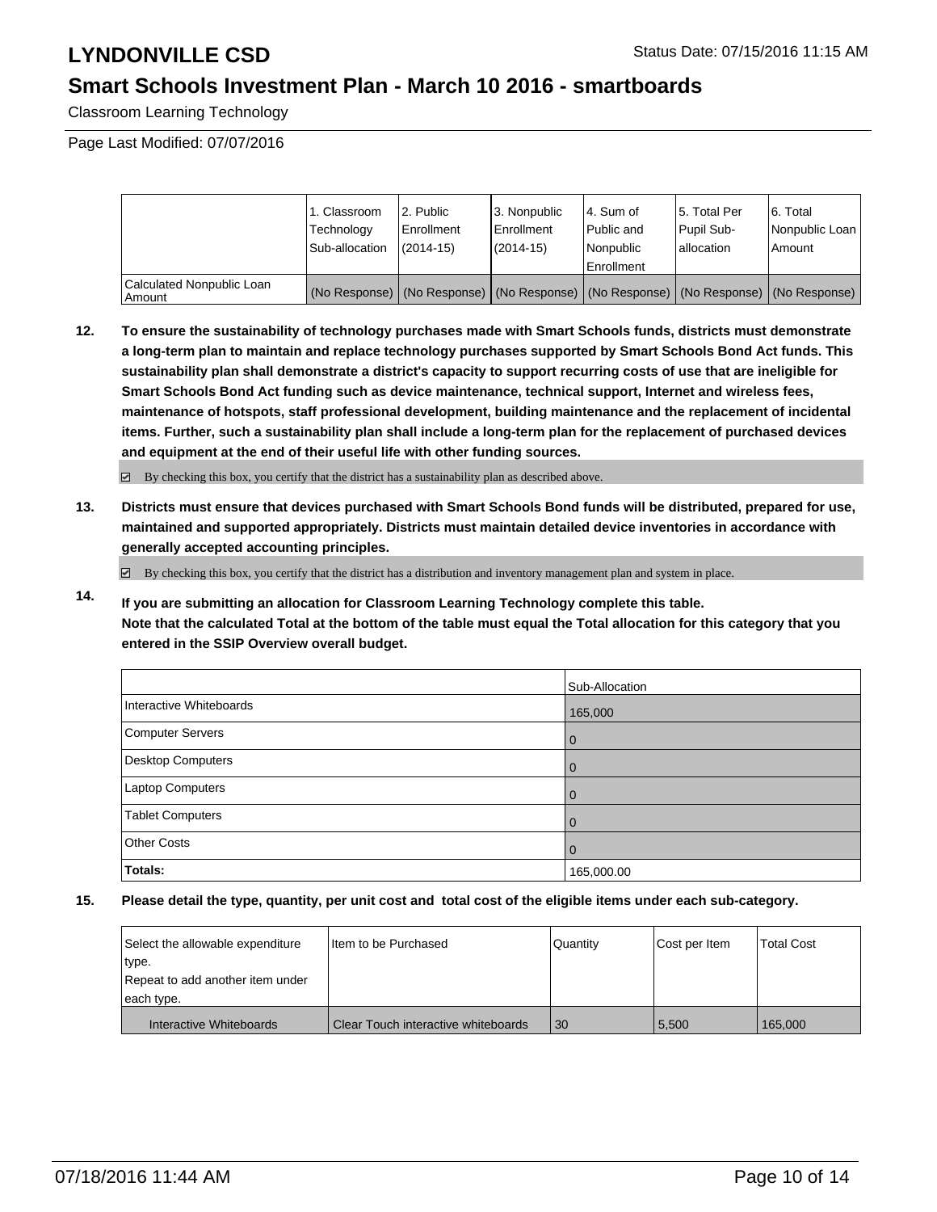# LYNDONVILLE CSD

Status Date: 07/15/2016 11:15 AM

## Smart Schools Investment Plan - March 10 2016 - smartboards

Classroom Learning Technology

Page Last Modified: 07/07/2016

| | 1. Classroom Technology Sub-allocation | 2. Public Enrollment (2014-15) | 3. Nonpublic Enrollment (2014-15) | 4. Sum of Public and Nonpublic Enrollment | 5. Total Per Pupil Sub-allocation | 6. Total Nonpublic Loan Amount |
|---|---|---|---|---|---|---|
| Calculated Nonpublic Loan Amount | (No Response) | (No Response) | (No Response) | (No Response) | (No Response) | (No Response) |

**12. To ensure the sustainability of technology purchases made with Smart Schools funds, districts must demonstrate a long-term plan to maintain and replace technology purchases supported by Smart Schools Bond Act funds. This sustainability plan shall demonstrate a district's capacity to support recurring costs of use that are ineligible for Smart Schools Bond Act funding such as device maintenance, technical support, Internet and wireless fees, maintenance of hotspots, staff professional development, building maintenance and the replacement of incidental items. Further, such a sustainability plan shall include a long-term plan for the replacement of purchased devices and equipment at the end of their useful life with other funding sources.**

☑ By checking this box, you certify that the district has a sustainability plan as described above.

**13. Districts must ensure that devices purchased with Smart Schools Bond funds will be distributed, prepared for use, maintained and supported appropriately. Districts must maintain detailed device inventories in accordance with generally accepted accounting principles.**

☑ By checking this box, you certify that the district has a distribution and inventory management plan and system in place.

**14. If you are submitting an allocation for Classroom Learning Technology complete this table. Note that the calculated Total at the bottom of the table must equal the Total allocation for this category that you entered in the SSIP Overview overall budget.**

| | Sub-Allocation |
|---|---|
| Interactive Whiteboards | 165,000 |
| Computer Servers | 0 |
| Desktop Computers | 0 |
| Laptop Computers | 0 |
| Tablet Computers | 0 |
| Other Costs | 0 |
| **Totals:** | 165,000.00 |

**15. Please detail the type, quantity, per unit cost and total cost of the eligible items under each sub-category.**

| Select the allowable expenditure type. Repeat to add another item under each type. | Item to be Purchased | Quantity | Cost per Item | Total Cost |
|---|---|---|---|---|
| Interactive Whiteboards | Clear Touch interactive whiteboards | 30 | 5,500 | 165,000 |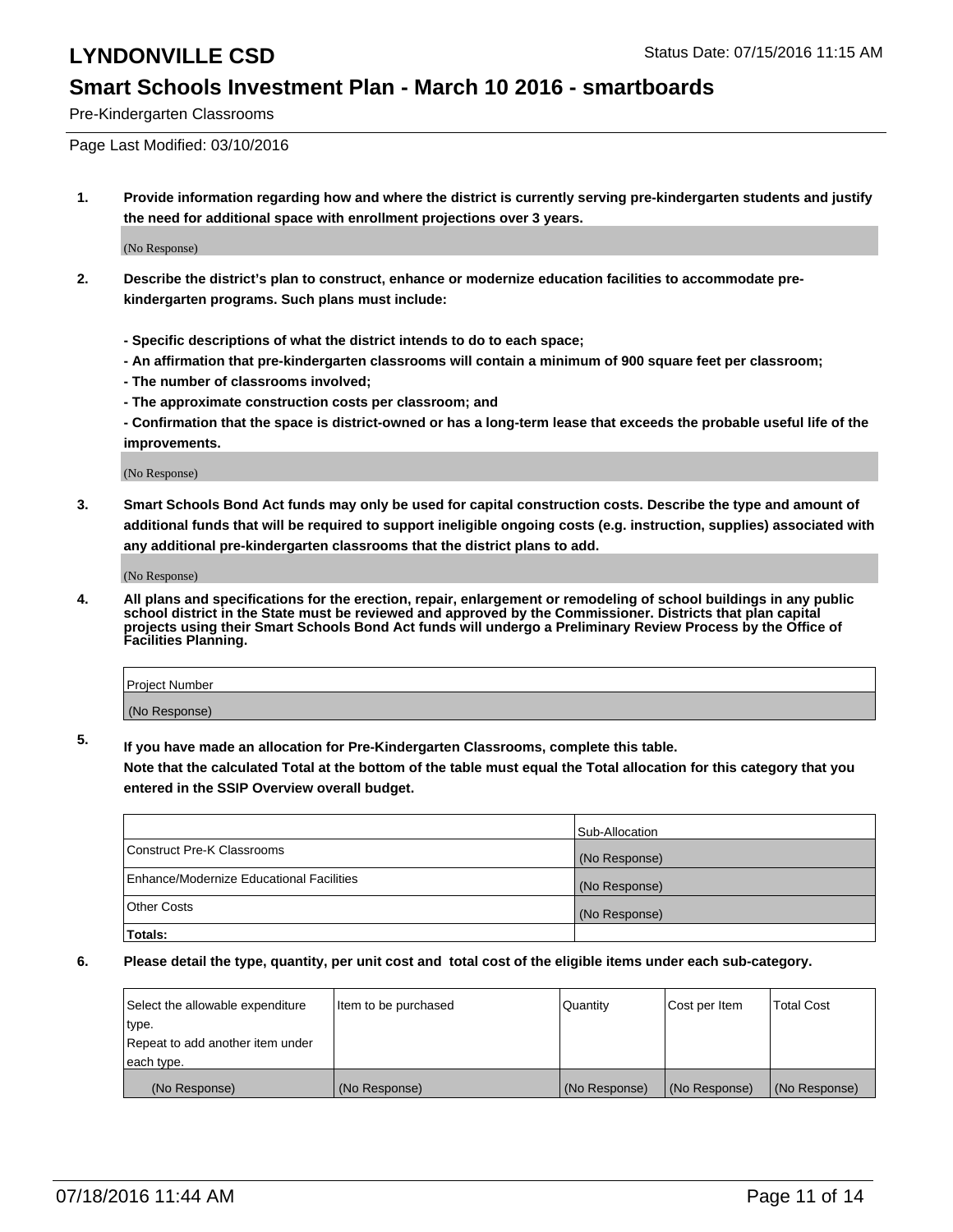# LYNDONVILLE CSD

Status Date: 07/15/2016 11:15 AM

## Smart Schools Investment Plan - March 10 2016 - smartboards

Pre-Kindergarten Classrooms

Page Last Modified: 03/10/2016

**1. Provide information regarding how and where the district is currently serving pre-kindergarten students and justify the need for additional space with enrollment projections over 3 years.**

(No Response)

**2. Describe the district's plan to construct, enhance or modernize education facilities to accommodate pre-kindergarten programs. Such plans must include:**

**- Specific descriptions of what the district intends to do to each space;**
**- An affirmation that pre-kindergarten classrooms will contain a minimum of 900 square feet per classroom;**
**- The number of classrooms involved;**
**- The approximate construction costs per classroom; and**
**- Confirmation that the space is district-owned or has a long-term lease that exceeds the probable useful life of the improvements.**

(No Response)

**3. Smart Schools Bond Act funds may only be used for capital construction costs. Describe the type and amount of additional funds that will be required to support ineligible ongoing costs (e.g. instruction, supplies) associated with any additional pre-kindergarten classrooms that the district plans to add.**

(No Response)

**4. All plans and specifications for the erection, repair, enlargement or remodeling of school buildings in any public school district in the State must be reviewed and approved by the Commissioner. Districts that plan capital projects using their Smart Schools Bond Act funds will undergo a Preliminary Review Process by the Office of Facilities Planning.**

| Project Number |
|---|
| (No Response) |

**5. If you have made an allocation for Pre-Kindergarten Classrooms, complete this table.**
**Note that the calculated Total at the bottom of the table must equal the Total allocation for this category that you entered in the SSIP Overview overall budget.**

| | Sub-Allocation |
|---|---|
| Construct Pre-K Classrooms | (No Response) |
| Enhance/Modernize Educational Facilities | (No Response) |
| Other Costs | (No Response) |
| **Totals:** | |

**6. Please detail the type, quantity, per unit cost and total cost of the eligible items under each sub-category.**

| Select the allowable expenditure type. Repeat to add another item under each type. | Item to be purchased | Quantity | Cost per Item | Total Cost |
|---|---|---|---|---|
| (No Response) | (No Response) | (No Response) | (No Response) | (No Response) |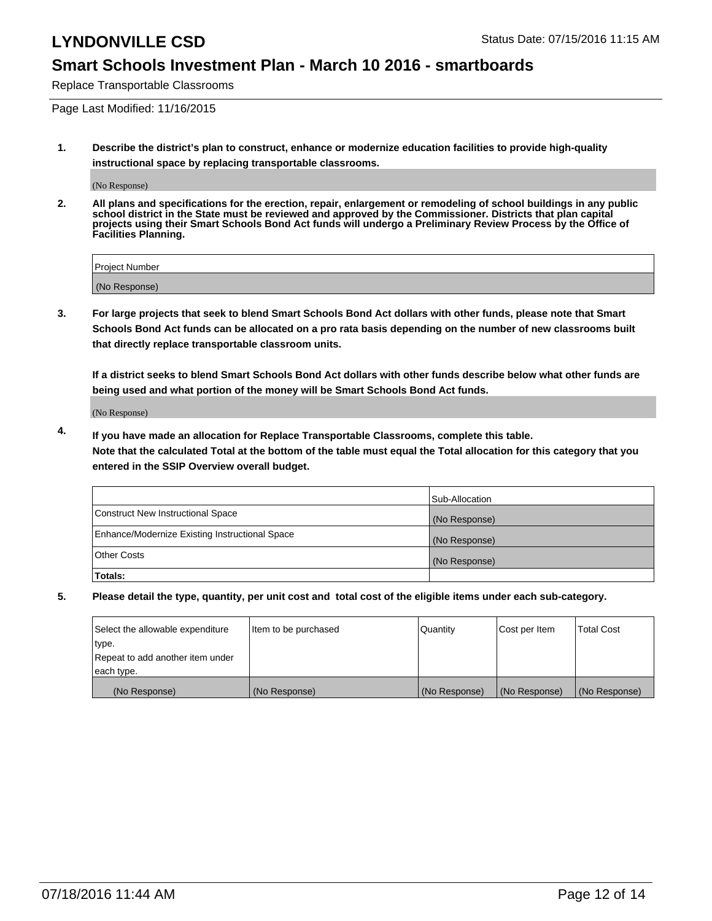# LYNDONVILLE CSD

Status Date: 07/15/2016 11:15 AM

## Smart Schools Investment Plan - March 10 2016 - smartboards

Replace Transportable Classrooms

Page Last Modified: 11/16/2015

**1. Describe the district's plan to construct, enhance or modernize education facilities to provide high-quality instructional space by replacing transportable classrooms.**

(No Response)

**2. All plans and specifications for the erection, repair, enlargement or remodeling of school buildings in any public school district in the State must be reviewed and approved by the Commissioner. Districts that plan capital projects using their Smart Schools Bond Act funds will undergo a Preliminary Review Process by the Office of Facilities Planning.**

| Project Number |
|---|
| (No Response) |

**3. For large projects that seek to blend Smart Schools Bond Act dollars with other funds, please note that Smart Schools Bond Act funds can be allocated on a pro rata basis depending on the number of new classrooms built that directly replace transportable classroom units.**

**If a district seeks to blend Smart Schools Bond Act dollars with other funds describe below what other funds are being used and what portion of the money will be Smart Schools Bond Act funds.**

(No Response)

**4. If you have made an allocation for Replace Transportable Classrooms, complete this table. Note that the calculated Total at the bottom of the table must equal the Total allocation for this category that you entered in the SSIP Overview overall budget.**

| | Sub-Allocation |
|---|---|
| Construct New Instructional Space | (No Response) |
| Enhance/Modernize Existing Instructional Space | (No Response) |
| Other Costs | (No Response) |
| **Totals:** | |

**5. Please detail the type, quantity, per unit cost and total cost of the eligible items under each sub-category.**

| Select the allowable expenditure type. Repeat to add another item under each type. | Item to be purchased | Quantity | Cost per Item | Total Cost |
|---|---|---|---|---|
| (No Response) | (No Response) | (No Response) | (No Response) | (No Response) |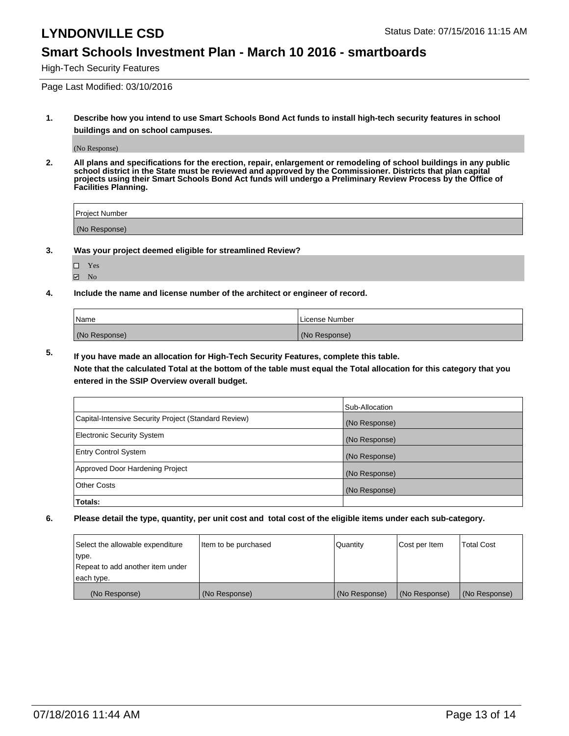# LYNDONVILLE CSD

Status Date: 07/15/2016 11:15 AM

## Smart Schools Investment Plan - March 10 2016 - smartboards

High-Tech Security Features

Page Last Modified: 03/10/2016

**1. Describe how you intend to use Smart Schools Bond Act funds to install high-tech security features in school buildings and on school campuses.**

(No Response)

**2. All plans and specifications for the erection, repair, enlargement or remodeling of school buildings in any public school district in the State must be reviewed and approved by the Commissioner. Districts that plan capital projects using their Smart Schools Bond Act funds will undergo a Preliminary Review Process by the Office of Facilities Planning.**

| Project Number |
| --- |
| (No Response) |

**3. Was your project deemed eligible for streamlined Review?**

☐ Yes
☑ No

**4. Include the name and license number of the architect or engineer of record.**

| Name | License Number |
| --- | --- |
| (No Response) | (No Response) |

**5. If you have made an allocation for High-Tech Security Features, complete this table.**
**Note that the calculated Total at the bottom of the table must equal the Total allocation for this category that you entered in the SSIP Overview overall budget.**

| | Sub-Allocation |
| --- | --- |
| Capital-Intensive Security Project (Standard Review) | (No Response) |
| Electronic Security System | (No Response) |
| Entry Control System | (No Response) |
| Approved Door Hardening Project | (No Response) |
| Other Costs | (No Response) |
| **Totals:** | |

**6. Please detail the type, quantity, per unit cost and total cost of the eligible items under each sub-category.**

| Select the allowable expenditure type. Repeat to add another item under each type. | Item to be purchased | Quantity | Cost per Item | Total Cost |
| --- | --- | --- | --- | --- |
| (No Response) | (No Response) | (No Response) | (No Response) | (No Response) |